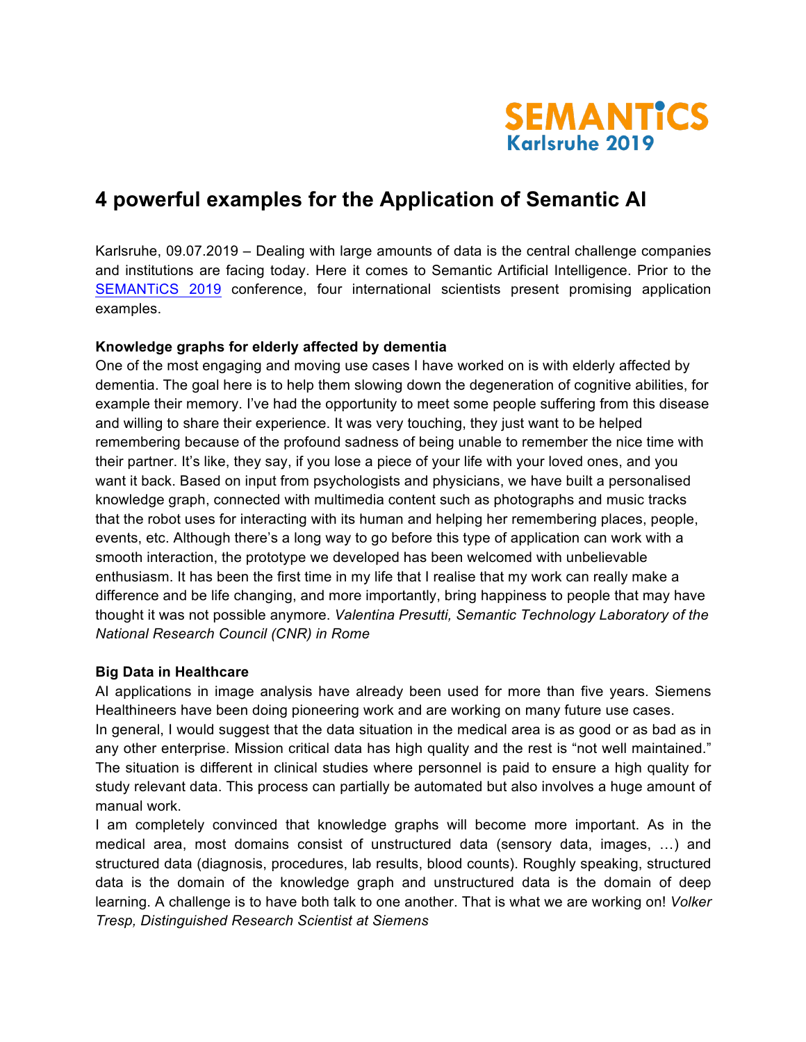SEMANTiCS
Karlsruhe 2019

# 4 powerful examples for the Application of Semantic AI

Karlsruhe, 09.07.2019 – Dealing with large amounts of data is the central challenge companies and institutions are facing today. Here it comes to Semantic Artificial Intelligence. Prior to the SEMANTiCS 2019 conference, four international scientists present promising application examples.

**Knowledge graphs for elderly affected by dementia**

One of the most engaging and moving use cases I have worked on is with elderly affected by dementia. The goal here is to help them slowing down the degeneration of cognitive abilities, for example their memory. I've had the opportunity to meet some people suffering from this disease and willing to share their experience. It was very touching, they just want to be helped remembering because of the profound sadness of being unable to remember the nice time with their partner. It's like, they say, if you lose a piece of your life with your loved ones, and you want it back. Based on input from psychologists and physicians, we have built a personalised knowledge graph, connected with multimedia content such as photographs and music tracks that the robot uses for interacting with its human and helping her remembering places, people, events, etc. Although there's a long way to go before this type of application can work with a smooth interaction, the prototype we developed has been welcomed with unbelievable enthusiasm. It has been the first time in my life that I realise that my work can really make a difference and be life changing, and more importantly, bring happiness to people that may have thought it was not possible anymore. *Valentina Presutti, Semantic Technology Laboratory of the National Research Council (CNR) in Rome*

**Big Data in Healthcare**

AI applications in image analysis have already been used for more than five years. Siemens Healthineers have been doing pioneering work and are working on many future use cases.

In general, I would suggest that the data situation in the medical area is as good or as bad as in any other enterprise. Mission critical data has high quality and the rest is "not well maintained." The situation is different in clinical studies where personnel is paid to ensure a high quality for study relevant data. This process can partially be automated but also involves a huge amount of manual work.

I am completely convinced that knowledge graphs will become more important. As in the medical area, most domains consist of unstructured data (sensory data, images, …) and structured data (diagnosis, procedures, lab results, blood counts). Roughly speaking, structured data is the domain of the knowledge graph and unstructured data is the domain of deep learning. A challenge is to have both talk to one another. That is what we are working on! *Volker Tresp, Distinguished Research Scientist at Siemens*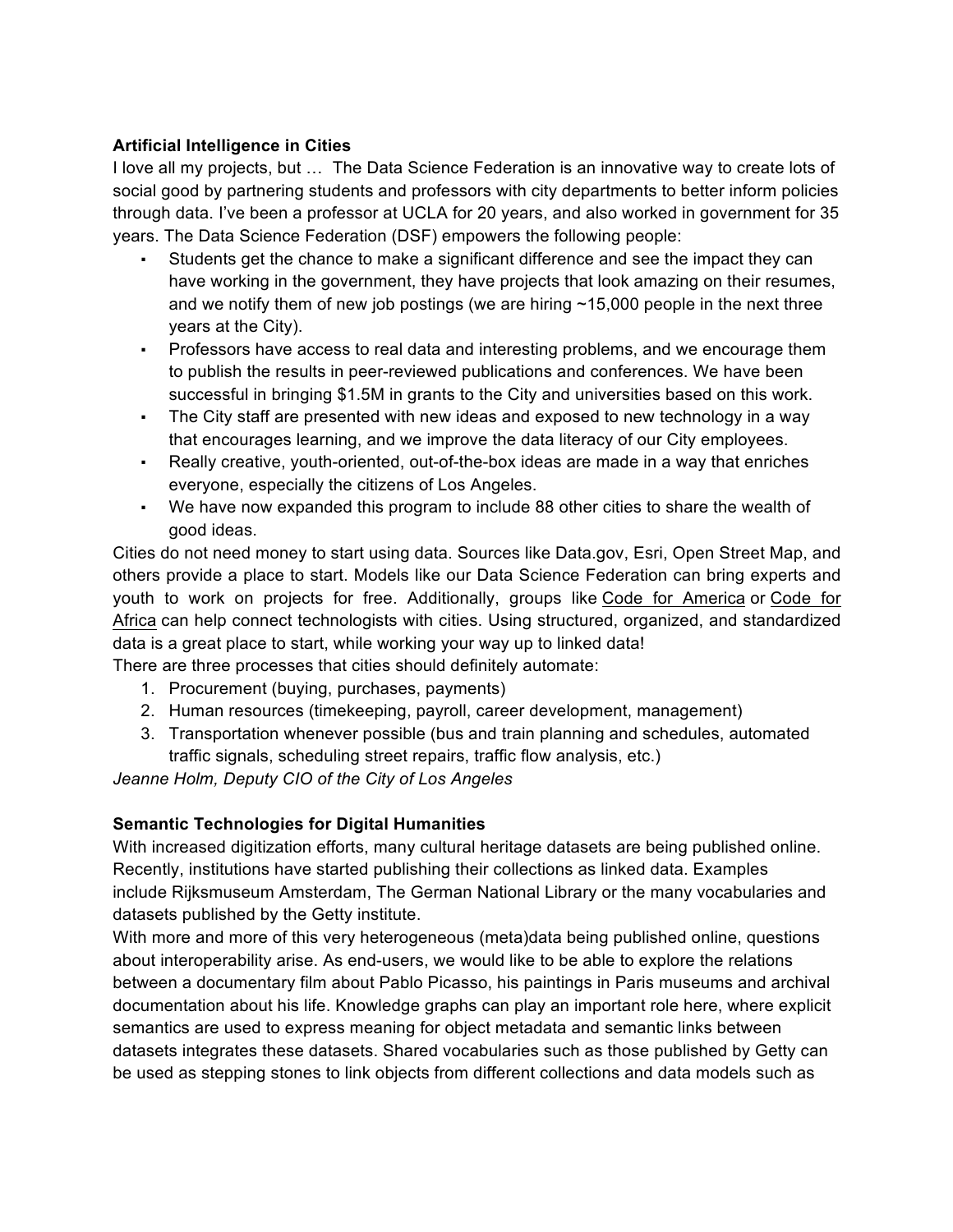**Artificial Intelligence in Cities**

I love all my projects, but … The Data Science Federation is an innovative way to create lots of social good by partnering students and professors with city departments to better inform policies through data. I've been a professor at UCLA for 20 years, and also worked in government for 35 years. The Data Science Federation (DSF) empowers the following people:

- Students get the chance to make a significant difference and see the impact they can have working in the government, they have projects that look amazing on their resumes, and we notify them of new job postings (we are hiring ~15,000 people in the next three years at the City).
- Professors have access to real data and interesting problems, and we encourage them to publish the results in peer-reviewed publications and conferences. We have been successful in bringing $1.5M in grants to the City and universities based on this work.
- The City staff are presented with new ideas and exposed to new technology in a way that encourages learning, and we improve the data literacy of our City employees.
- Really creative, youth-oriented, out-of-the-box ideas are made in a way that enriches everyone, especially the citizens of Los Angeles.
- We have now expanded this program to include 88 other cities to share the wealth of good ideas.

Cities do not need money to start using data. Sources like Data.gov, Esri, Open Street Map, and others provide a place to start. Models like our Data Science Federation can bring experts and youth to work on projects for free. Additionally, groups like Code for America or Code for Africa can help connect technologists with cities. Using structured, organized, and standardized data is a great place to start, while working your way up to linked data!

There are three processes that cities should definitely automate:

1. Procurement (buying, purchases, payments)
2. Human resources (timekeeping, payroll, career development, management)
3. Transportation whenever possible (bus and train planning and schedules, automated traffic signals, scheduling street repairs, traffic flow analysis, etc.)

*Jeanne Holm, Deputy CIO of the City of Los Angeles*

**Semantic Technologies for Digital Humanities**

With increased digitization efforts, many cultural heritage datasets are being published online. Recently, institutions have started publishing their collections as linked data. Examples include Rijksmuseum Amsterdam, The German National Library or the many vocabularies and datasets published by the Getty institute.

With more and more of this very heterogeneous (meta)data being published online, questions about interoperability arise. As end-users, we would like to be able to explore the relations between a documentary film about Pablo Picasso, his paintings in Paris museums and archival documentation about his life. Knowledge graphs can play an important role here, where explicit semantics are used to express meaning for object metadata and semantic links between datasets integrates these datasets. Shared vocabularies such as those published by Getty can be used as stepping stones to link objects from different collections and data models such as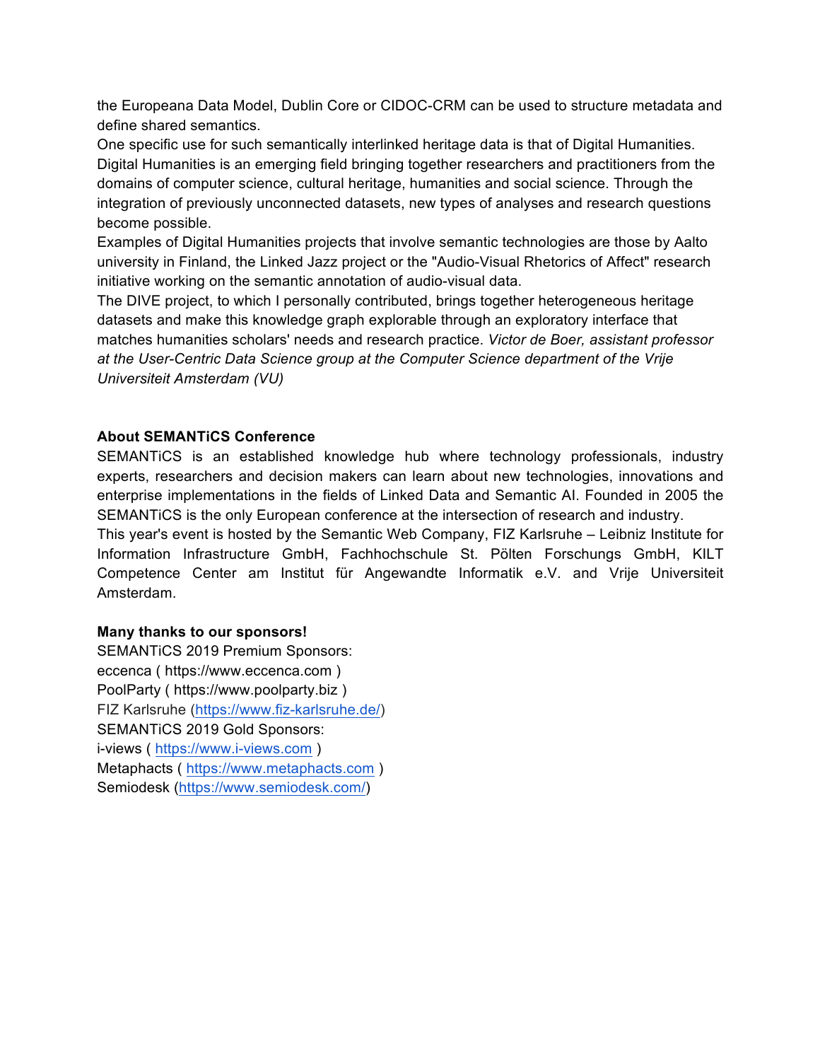the Europeana Data Model, Dublin Core or CIDOC-CRM can be used to structure metadata and define shared semantics.

One specific use for such semantically interlinked heritage data is that of Digital Humanities. Digital Humanities is an emerging field bringing together researchers and practitioners from the domains of computer science, cultural heritage, humanities and social science. Through the integration of previously unconnected datasets, new types of analyses and research questions become possible.

Examples of Digital Humanities projects that involve semantic technologies are those by Aalto university in Finland, the Linked Jazz project or the "Audio-Visual Rhetorics of Affect" research initiative working on the semantic annotation of audio-visual data.

The DIVE project, to which I personally contributed, brings together heterogeneous heritage datasets and make this knowledge graph explorable through an exploratory interface that matches humanities scholars' needs and research practice. *Victor de Boer, assistant professor at the User-Centric Data Science group at the Computer Science department of the Vrije Universiteit Amsterdam (VU)*

**About SEMANTiCS Conference**

SEMANTiCS is an established knowledge hub where technology professionals, industry experts, researchers and decision makers can learn about new technologies, innovations and enterprise implementations in the fields of Linked Data and Semantic AI. Founded in 2005 the SEMANTiCS is the only European conference at the intersection of research and industry.

This year's event is hosted by the Semantic Web Company, FIZ Karlsruhe – Leibniz Institute for Information Infrastructure GmbH, Fachhochschule St. Pölten Forschungs GmbH, KILT Competence Center am Institut für Angewandte Informatik e.V. and Vrije Universiteit Amsterdam.

**Many thanks to our sponsors!**

SEMANTiCS 2019 Premium Sponsors:
eccenca ( https://www.eccenca.com )
PoolParty ( https://www.poolparty.biz )
FIZ Karlsruhe (https://www.fiz-karlsruhe.de/)
SEMANTiCS 2019 Gold Sponsors:
i-views ( https://www.i-views.com )
Metaphacts ( https://www.metaphacts.com )
Semiodesk (https://www.semiodesk.com/)